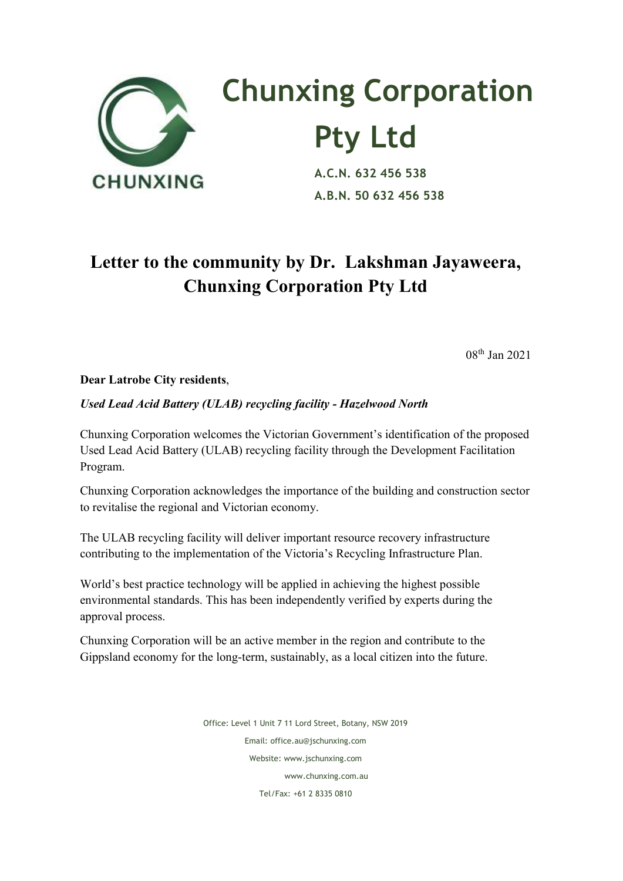# Chunxing Corporation Pty Ltd

CHUNXING

**A.C.N. 632 456 538**

**A.B.N. 50 632 456 538**

## Letter to the community by Dr. Lakshman Jayaweera, Chunxing Corporation Pty Ltd

08th Jan 2021

**Dear Latrobe City residents**,

***Used Lead Acid Battery (ULAB) recycling facility - Hazelwood North***

Chunxing Corporation welcomes the Victorian Government's identification of the proposed Used Lead Acid Battery (ULAB) recycling facility through the Development Facilitation Program.

Chunxing Corporation acknowledges the importance of the building and construction sector to revitalise the regional and Victorian economy.

The ULAB recycling facility will deliver important resource recovery infrastructure contributing to the implementation of the Victoria's Recycling Infrastructure Plan.

World's best practice technology will be applied in achieving the highest possible environmental standards. This has been independently verified by experts during the approval process.

Chunxing Corporation will be an active member in the region and contribute to the Gippsland economy for the long-term, sustainably, as a local citizen into the future.

Office: Level 1 Unit 7 11 Lord Street, Botany, NSW 2019

Email: office.au@jschunxing.com

Website: www.jschunxing.com

www.chunxing.com.au

Tel/Fax: +61 2 8335 0810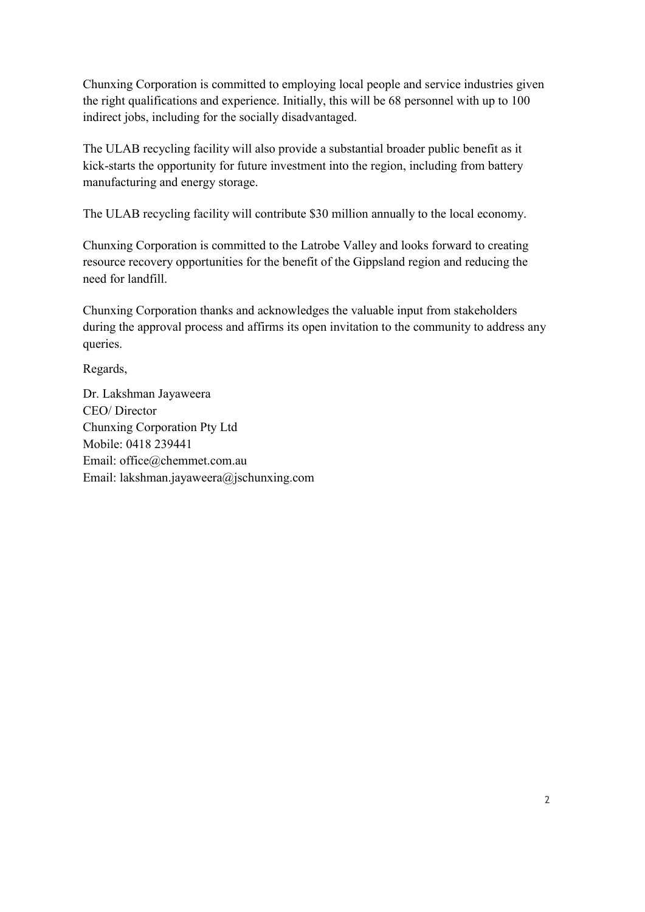Chunxing Corporation is committed to employing local people and service industries given the right qualifications and experience. Initially, this will be 68 personnel with up to 100 indirect jobs, including for the socially disadvantaged.

The ULAB recycling facility will also provide a substantial broader public benefit as it kick-starts the opportunity for future investment into the region, including from battery manufacturing and energy storage.

The ULAB recycling facility will contribute $30 million annually to the local economy.

Chunxing Corporation is committed to the Latrobe Valley and looks forward to creating resource recovery opportunities for the benefit of the Gippsland region and reducing the need for landfill.

Chunxing Corporation thanks and acknowledges the valuable input from stakeholders during the approval process and affirms its open invitation to the community to address any queries.

Regards,

Dr. Lakshman Jayaweera
CEO/ Director
Chunxing Corporation Pty Ltd
Mobile: 0418 239441
Email: office@chemmet.com.au
Email: lakshman.jayaweera@jschunxing.com